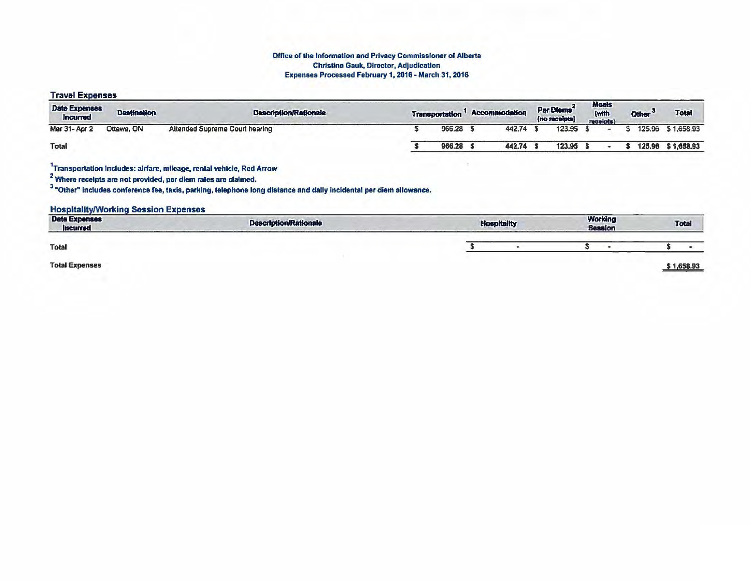**Office of the Information and Privacy Commissioner of Alberta**
**Christina Gauk, Director, Adjudication**
**Expenses Processed February 1, 2016 - March 31, 2016**

## Travel Expenses

| Date Expenses Incurred | Destination | Description/Rationale | Transportation [1] | Accommodation | Per Diems [2] (no receipts) | Meals (with receipts) | Other [3] | Total |
|---|---|---|---|---|---|---|---|---|
| Mar 31- Apr 2 | Ottawa, ON | Attended Supreme Court hearing | $ 966.28 | $ 442.74 | $ 123.95 | $ - | $ 125.96 | $ 1,658.93 |
| **Total** | | | **$ 966.28** | **$ 442.74** | **$ 123.95** | **$ -** | **$ 125.96** | **$ 1,658.93** |

[1] Transportation includes: airfare, mileage, rental vehicle, Red Arrow

[2] Where receipts are not provided, per diem rates are claimed.

[3] "Other" includes conference fee, taxis, parking, telephone long distance and daily incidental per diem allowance.

## Hospitality/Working Session Expenses

| Date Expenses Incurred | Description/Rationale | Hospitality | Working Session | Total |
|---|---|---|---|---|
| **Total** | | $ - | $ - | $ - |

**Total Expenses** **$ 1,658.93**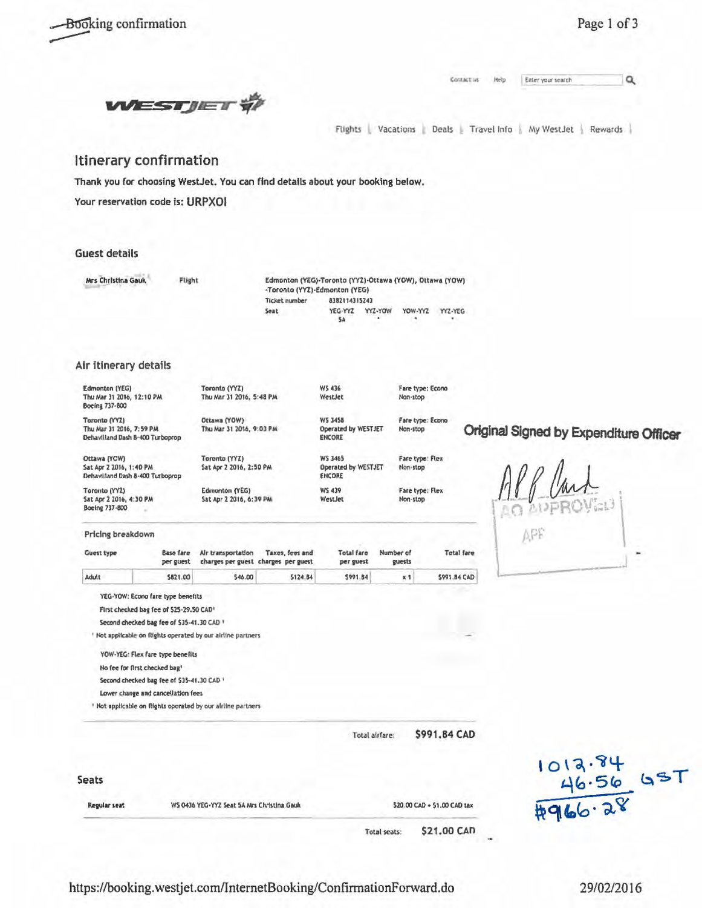Booking confirmation

Contact us | Help | Enter your search

WESTJET

Flights | Vacations | Deals | Travel Info | My WestJet | Rewards

## Itinerary confirmation

**Thank you for choosing WestJet. You can find details about your booking below.**

**Your reservation code is: URPXOI**

### Guest details

| | | | |
|---|---|---|---|
| Mrs Christina Gauk | Flight | Edmonton (YEG)-Toronto (YYZ)-Ottawa (YOW), Ottawa (YOW) -Toronto (YYZ)-Edmonton (YEG) | |
| | | Ticket number | 8382114315243 |
| | | Seat | YEG-YYZ 5A, YYZ-YOW \*, YOW-YYZ \*, YYZ-YEG \* |

### Air itinerary details

| | | | |
|---|---|---|---|
| Edmonton (YEG)<br>Thu Mar 31 2016, 12:10 PM<br>Boeing 737-800 | Toronto (YYZ)<br>Thu Mar 31 2016, 5:48 PM | WS 436<br>WestJet | Fare type: Econo<br>Non-stop |
| Toronto (YYZ)<br>Thu Mar 31 2016, 7:59 PM<br>Dehavilland Dash 8-400 Turboprop | Ottawa (YOW)<br>Thu Mar 31 2016, 9:03 PM | WS 3458<br>Operated by WESTJET ENCORE | Fare type: Econo<br>Non-stop |
| Ottawa (YOW)<br>Sat Apr 2 2016, 1:40 PM<br>Dehavilland Dash 8-400 Turboprop | Toronto (YYZ)<br>Sat Apr 2 2016, 2:50 PM | WS 3465<br>Operated by WESTJET ENCORE | Fare type: Flex<br>Non-stop |
| Toronto (YYZ)<br>Sat Apr 2 2016, 4:30 PM<br>Boeing 737-800 | Edmonton (YEG)<br>Sat Apr 2 2016, 6:39 PM | WS 439<br>WestJet | Fare type: Flex<br>Non-stop |

**Original Signed by Expenditure Officer**

AO APPROVED

#### Pricing breakdown

| Guest type | Base fare per guest | Air transportation charges per guest | Taxes, fees and charges per guest | Total fare per guest | Number of guests | Total fare |
|---|---|---|---|---|---|---|
| Adult | $821.00 | $46.00 | $124.84 | $991.84 | x 1 | $991.84 CAD |

YEG-YOW: Econo fare type benefits

First checked bag fee of $25-29.50 CAD[1]

Second checked bag fee of $35-41.30 CAD [1]

[1] Not applicable on flights operated by our airline partners

YOW-YEG: Flex fare type benefits

No fee for first checked bag[1]

Second checked bag fee of $35-41.30 CAD [1]

Lower change and cancellation fees

[1] Not applicable on flights operated by our airline partners

Total airfare: **$991.84 CAD**

### Seats

| | | |
|---|---|---|
| Regular seat | WS 0436 YEG-YYZ Seat 5A Mrs Christina Gauk | $20.00 CAD + $1.00 CAD tax |

Total seats: **$21.00 CAD**

1012.84
46.56 GST
#966.28

https://booking.westjet.com/InternetBooking/ConfirmationForward.do 29/02/2016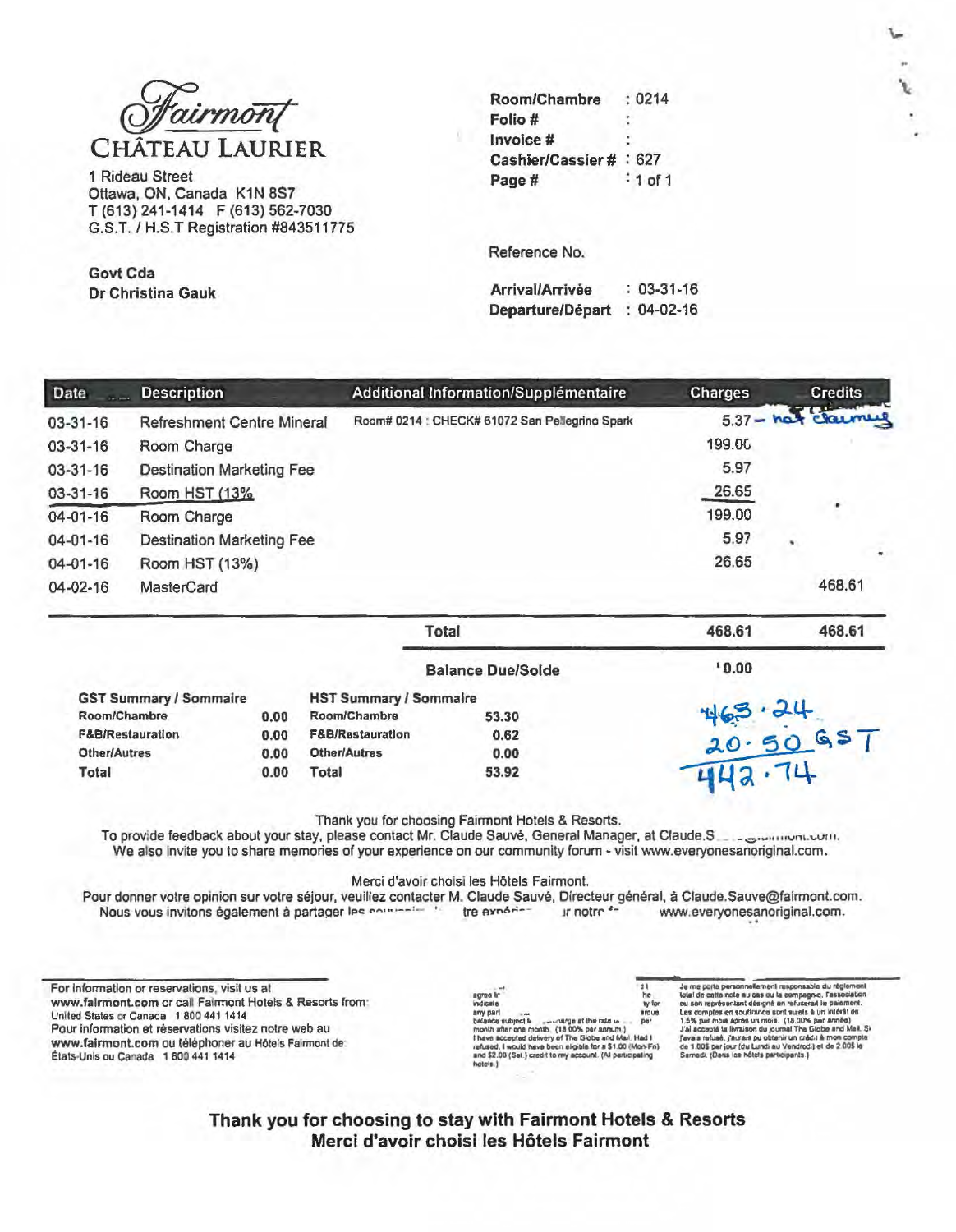# Fairmont
## CHÂTEAU LAURIER

1 Rideau Street
Ottawa, ON, Canada K1N 8S7
T (613) 241-1414 F (613) 562-7030
G.S.T. / H.S.T Registration #843511775

**Govt Cda**
**Dr Christina Gauk**

**Room/Chambre** : 0214
**Folio #** :
**Invoice #** :
**Cashier/Cassier #** : 627
**Page #** : 1 of 1

Reference No.

**Arrival/Arrivée** : 03-31-16
**Departure/Départ** : 04-02-16

| Date | Description | Additional Information/Supplémentaire | Charges | Credits |
|---|---|---|---|---|
| 03-31-16 | Refreshment Centre Mineral | Room# 0214 : CHECK# 61072 San Pellegrino Spark | 5.37 – not claiming | |
| 03-31-16 | Room Charge | | 199.00 | |
| 03-31-16 | Destination Marketing Fee | | 5.97 | |
| 03-31-16 | Room HST (13% | | 26.65 | |
| 04-01-16 | Room Charge | | 199.00 | |
| 04-01-16 | Destination Marketing Fee | | 5.97 | |
| 04-01-16 | Room HST (13%) | | 26.65 | |
| 04-02-16 | MasterCard | | | 468.61 |
| | | **Total** | **468.61** | **468.61** |
| | | **Balance Due/Solde** | **0.00** | |

| GST Summary / Sommaire | | HST Summary / Sommaire | |
|---|---|---|---|
| Room/Chambre | 0.00 | Room/Chambre | 53.30 |
| F&B/Restauration | 0.00 | F&B/Restauration | 0.62 |
| Other/Autres | 0.00 | Other/Autres | 0.00 |
| Total | 0.00 | Total | 53.92 |

463.24
20.50 GST
442.74

Thank you for choosing Fairmont Hotels & Resorts.
To provide feedback about your stay, please contact Mr. Claude Sauvé, General Manager, at Claude.S...@fairmont.com.
We also invite you to share memories of your experience on our community forum - visit www.everyonesanoriginal.com.

Merci d'avoir choisi les Hôtels Fairmont.
Pour donner votre opinion sur votre séjour, veuillez contacter M. Claude Sauvé, Directeur général, à Claude.Sauve@fairmont.com.
Nous vous invitons également à partager les ... votre expérience ... notre ... www.everyonesanoriginal.com.

For information or reservations, visit us at **www.fairmont.com** or call Fairmont Hotels & Resorts from:
United States or Canada 1 800 441 1414
Pour information et réservations visitez notre web au **www.fairmont.com** ou téléphoner au Hôtels Fairmont de:
États-Unis ou Canada 1 800 441 1414

agree ... indicate ... any part ... balance subject to ... charge at the rate ... per month after one month. (18.00% per annum.) I have accepted delivery of The Globe and Mail. Had I refused, I would have been eligible for a $1.00 (Mon-Fri) and $2.00 (Sat.) credit to my account. (At participating hotels.)

Je me porte personnellement responsable du règlement total de cette note au cas ou la compagnie, l'association ou son représentant désigné en refuserait le paiement. Les comptes en souffrance sont sujets à un intérêt de 1.5% par mois après un mois. (18.00% par année) J'ai accepté la livraison du journal The Globe and Mail. Si j'avais refusé, j'aurais pu obtenir un crédit à mon compte de 1.00$ par jour (du Lundi au Vendredi) et de 2.00$ le Samedi. (Dans les hôtels participants.)

**Thank you for choosing to stay with Fairmont Hotels & Resorts**
**Merci d'avoir choisi les Hôtels Fairmont**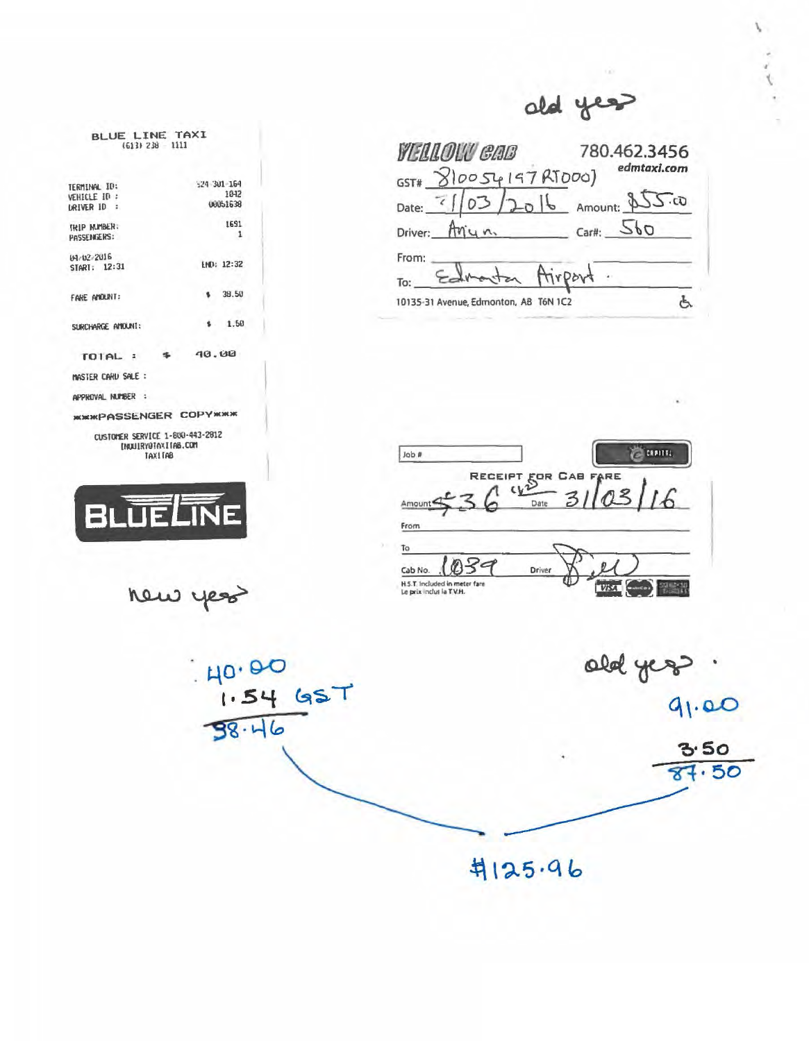old year

BLUE LINE TAXI
(613) 238 1111

TERMINAL ID: 524-301-164
VEHICLE ID : 1842
DRIVER ID : 00051638

TRIP NUMBER: 1691
PASSENGERS: 1

04/02/2016
START: 12:31 END: 12:32

FARE AMOUNT: $ 38.50

SURCHARGE AMOUNT: $ 1.50

TOTAL : $ 40.00

MASTER CARD SALE :

APPROVAL NUMBER :

\*\*\*PASSENGER COPY\*\*\*

CUSTOMER SERVICE 1-800-443-2812
INQUIRY@TAXITAB.COM
TAXITAB

BLUELINE

new year

YELLOW CAB 780.462.3456
edmtaxi.com

GST# 810054197RT0001

Date: 21/03/2016 Amount: $55.00

Driver: Arun. Car#: 560

From:

To: Edmonton Airport.

10135-31 Avenue, Edmonton, AB T6N 1C2

Job #

CAPITAL

RECEIPT FOR CAB FARE

Amount $36.00 Date 31/03/16

From

To

Cab No. 1039 Driver

H.S.T. Included in meter fare
Le prix inclut la T.V.H.

40.00
1.54 GST
38.46

old year.

91.00
3.50
87.50

$125.96